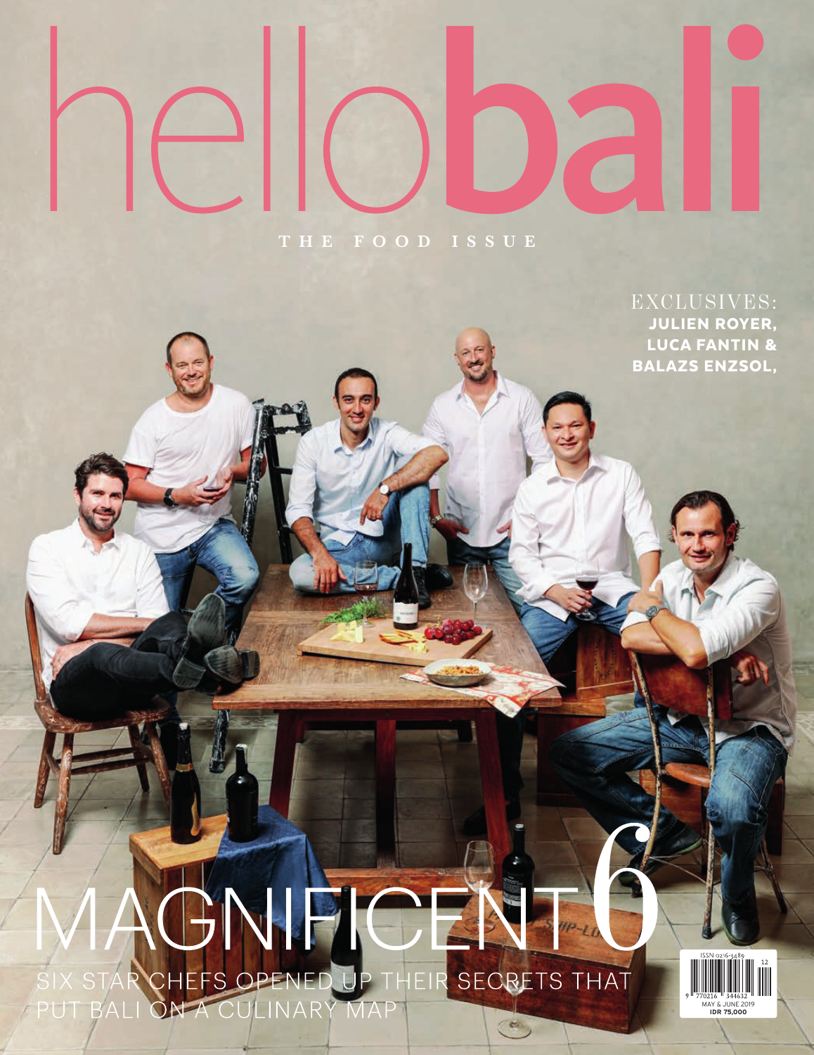# hellobali

THE FOOD ISSUE

EXCLUSIVES:
**JULIEN ROYER, LUCA FANTIN & BALAZS ENZSOL,**

## MAGNIFICENT 6

SIX STAR CHEFS OPENED UP THEIR SECRETS THAT PUT BALI ON A CULINARY MAP

ISSN 0216-3489

MAY & JUNE 2019

**IDR 75,000**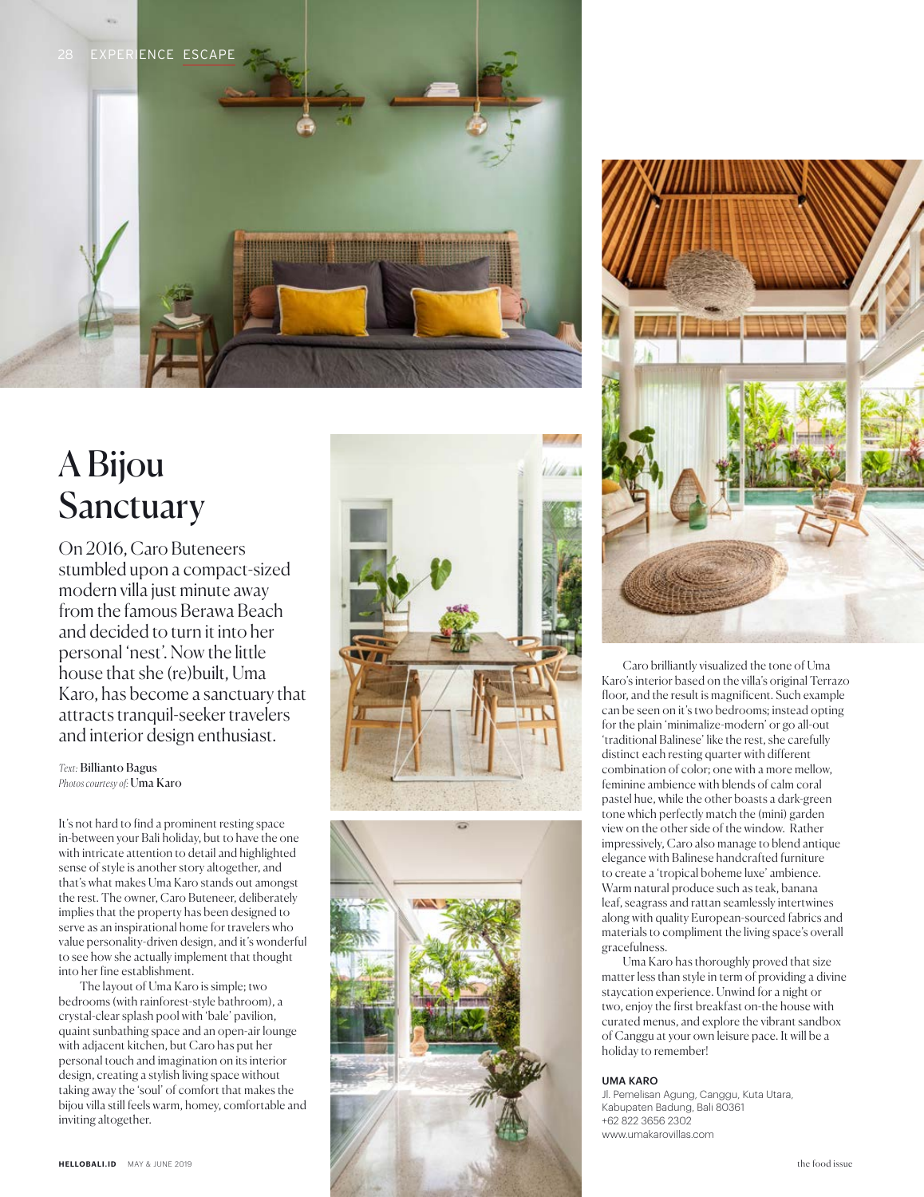# A Bijou Sanctuary

On 2016, Caro Buteneers stumbled upon a compact-sized modern villa just minute away from the famous Berawa Beach and decided to turn it into her personal 'nest'. Now the little house that she (re)built, Uma Karo, has become a sanctuary that attracts tranquil-seeker travelers and interior design enthusiast.

*Text:* Billianto Bagus
*Photos courtesy of:* Uma Karo

It's not hard to find a prominent resting space in-between your Bali holiday, but to have the one with intricate attention to detail and highlighted sense of style is another story altogether, and that's what makes Uma Karo stands out amongst the rest. The owner, Caro Buteneer, deliberately implies that the property has been designed to serve as an inspirational home for travelers who value personality-driven design, and it's wonderful to see how she actually implement that thought into her fine establishment.

The layout of Uma Karo is simple; two bedrooms (with rainforest-style bathroom), a crystal-clear splash pool with 'bale' pavilion, quaint sunbathing space and an open-air lounge with adjacent kitchen, but Caro has put her personal touch and imagination on its interior design, creating a stylish living space without taking away the 'soul' of comfort that makes the bijou villa still feels warm, homey, comfortable and inviting altogether.

Caro brilliantly visualized the tone of Uma Karo's interior based on the villa's original Terrazo floor, and the result is magnificent. Such example can be seen on it's two bedrooms; instead opting for the plain 'minimalize-modern' or go all-out 'traditional Balinese' like the rest, she carefully distinct each resting quarter with different combination of color; one with a more mellow, feminine ambience with blends of calm coral pastel hue, while the other boasts a dark-green tone which perfectly match the (mini) garden view on the other side of the window. Rather impressively, Caro also manage to blend antique elegance with Balinese handcrafted furniture to create a 'tropical boheme luxe' ambience. Warm natural produce such as teak, banana leaf, seagrass and rattan seamlessly intertwines along with quality European-sourced fabrics and materials to compliment the living space's overall gracefulness.

Uma Karo has thoroughly proved that size matter less than style in term of providing a divine staycation experience. Unwind for a night or two, enjoy the first breakfast on-the house with curated menus, and explore the vibrant sandbox of Canggu at your own leisure pace. It will be a holiday to remember!

**UMA KARO**
Jl. Pemelisan Agung, Canggu, Kuta Utara, Kabupaten Badung, Bali 80361
+62 822 3656 2302
www.umakarovillas.com